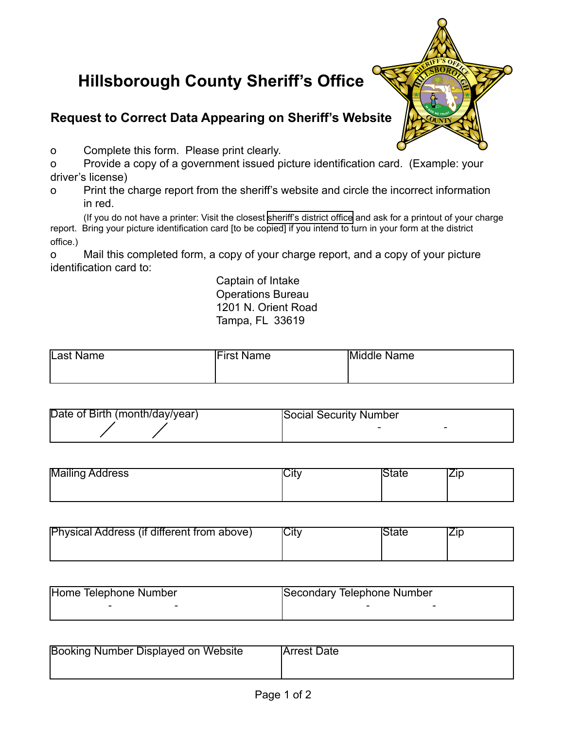# Hillsborough County Sheriff's Office

## Request to Correct Data Appearing on Sheriff's Website

- Complete this form. Please print clearly.
- Provide a copy of a government issued picture identification card. (Example: your driver's license)
- Print the charge report from the sheriff's website and circle the incorrect information in red.

  (If you do not have a printer: Visit the closest sheriff's district office and ask for a printout of your charge report. Bring your picture identification card [to be copied] if you intend to turn in your form at the district office.)
- Mail this completed form, a copy of your charge report, and a copy of your picture identification card to:

Captain of Intake
Operations Bureau
1201 N. Orient Road
Tampa, FL 33619

| Last Name | First Name | Middle Name |
|---|---|---|
| | | |

| Date of Birth (month/day/year) | Social Security Number |
|---|---|
| / / | - - |

| Mailing Address | City | State | Zip |
|---|---|---|---|
| | | | |

| Physical Address (if different from above) | City | State | Zip |
|---|---|---|---|
| | | | |

| Home Telephone Number | Secondary Telephone Number |
|---|---|
| - - | - - |

| Booking Number Displayed on Website | Arrest Date |
|---|---|
| | |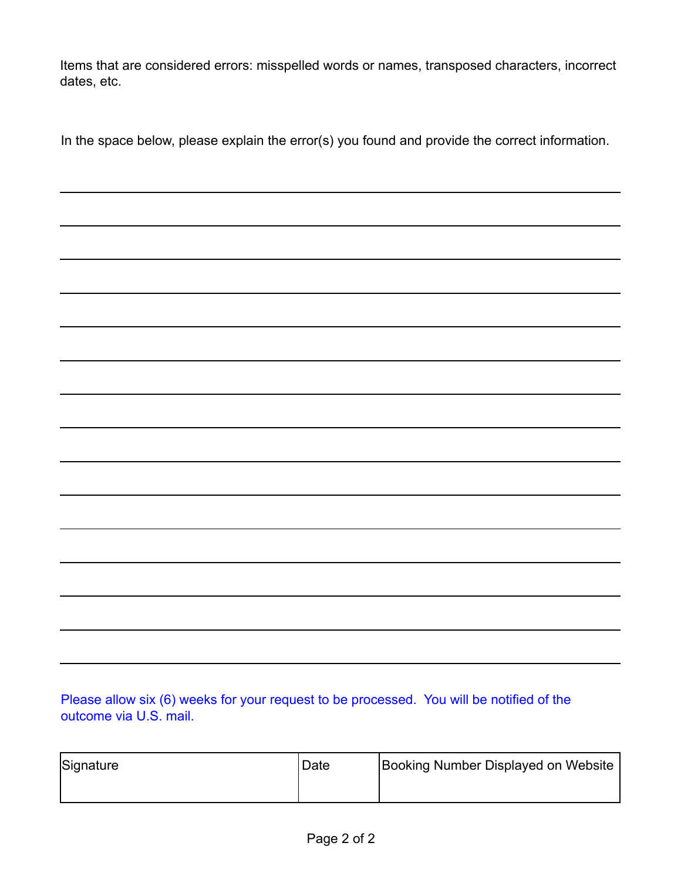Items that are considered errors: misspelled words or names, transposed characters, incorrect dates, etc.

In the space below, please explain the error(s) you found and provide the correct information.

Please allow six (6) weeks for your request to be processed. You will be notified of the outcome via U.S. mail.

| Signature | Date | Booking Number Displayed on Website |
|---|---|---|
| | | |